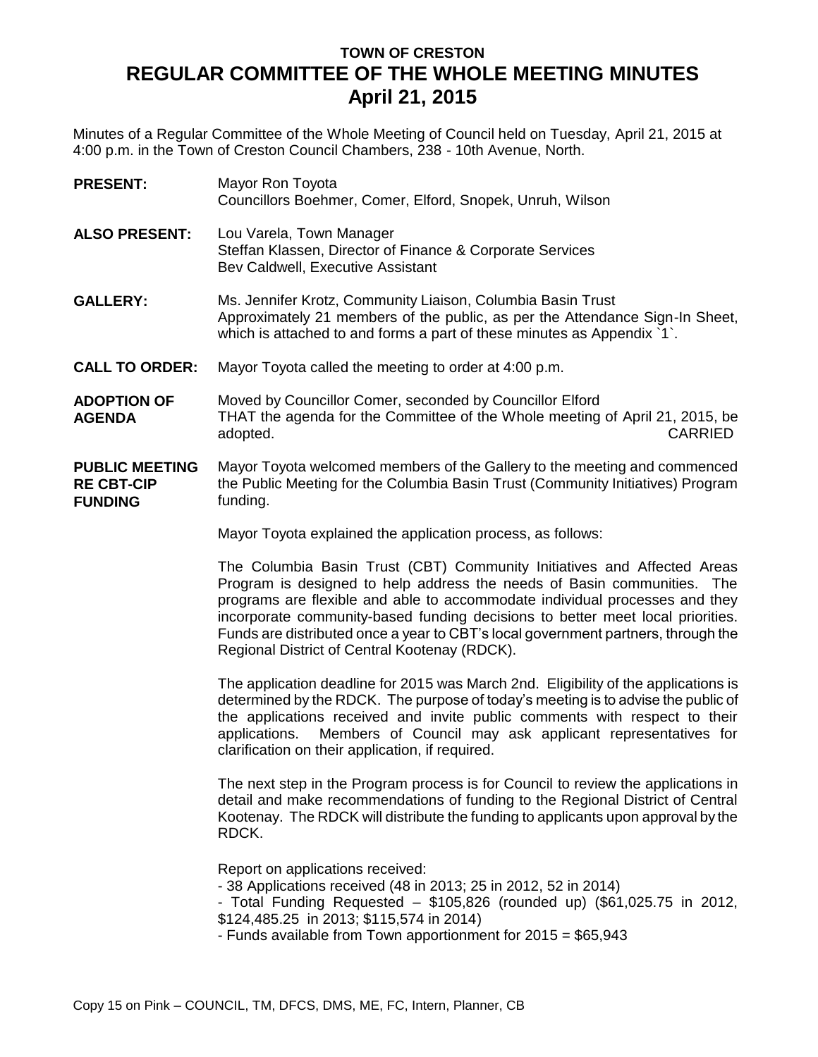# TOWN OF CRESTON
# REGULAR COMMITTEE OF THE WHOLE MEETING MINUTES
## April 21, 2015

Minutes of a Regular Committee of the Whole Meeting of Council held on Tuesday, April 21, 2015 at 4:00 p.m. in the Town of Creston Council Chambers, 238 - 10th Avenue, North.

**PRESENT:** Mayor Ron Toyota
Councillors Boehmer, Comer, Elford, Snopek, Unruh, Wilson

**ALSO PRESENT:** Lou Varela, Town Manager
Steffan Klassen, Director of Finance & Corporate Services
Bev Caldwell, Executive Assistant

**GALLERY:** Ms. Jennifer Krotz, Community Liaison, Columbia Basin Trust
Approximately 21 members of the public, as per the Attendance Sign-In Sheet, which is attached to and forms a part of these minutes as Appendix `1`.

**CALL TO ORDER:** Mayor Toyota called the meeting to order at 4:00 p.m.

**ADOPTION OF AGENDA**

Moved by Councillor Comer, seconded by Councillor Elford
THAT the agenda for the Committee of the Whole meeting of April 21, 2015, be adopted. CARRIED

**PUBLIC MEETING RE CBT-CIP FUNDING**

Mayor Toyota welcomed members of the Gallery to the meeting and commenced the Public Meeting for the Columbia Basin Trust (Community Initiatives) Program funding.

Mayor Toyota explained the application process, as follows:

The Columbia Basin Trust (CBT) Community Initiatives and Affected Areas Program is designed to help address the needs of Basin communities. The programs are flexible and able to accommodate individual processes and they incorporate community-based funding decisions to better meet local priorities. Funds are distributed once a year to CBT's local government partners, through the Regional District of Central Kootenay (RDCK).

The application deadline for 2015 was March 2nd. Eligibility of the applications is determined by the RDCK. The purpose of today's meeting is to advise the public of the applications received and invite public comments with respect to their applications. Members of Council may ask applicant representatives for clarification on their application, if required.

The next step in the Program process is for Council to review the applications in detail and make recommendations of funding to the Regional District of Central Kootenay. The RDCK will distribute the funding to applicants upon approval by the RDCK.

Report on applications received:
- 38 Applications received (48 in 2013; 25 in 2012, 52 in 2014)
- Total Funding Requested – $105,826 (rounded up) ($61,025.75 in 2012, $124,485.25 in 2013; $115,574 in 2014)
- Funds available from Town apportionment for 2015 = $65,943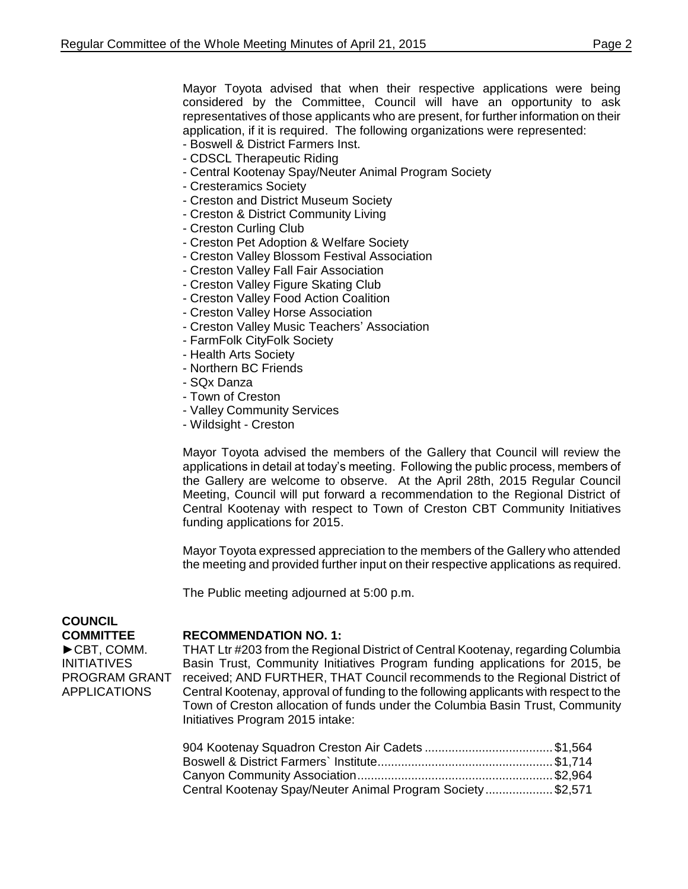Mayor Toyota advised that when their respective applications were being considered by the Committee, Council will have an opportunity to ask representatives of those applicants who are present, for further information on their application, if it is required. The following organizations were represented:

- Boswell & District Farmers Inst.
- CDSCL Therapeutic Riding
- Central Kootenay Spay/Neuter Animal Program Society
- Cresteramics Society
- Creston and District Museum Society
- Creston & District Community Living
- Creston Curling Club
- Creston Pet Adoption & Welfare Society
- Creston Valley Blossom Festival Association
- Creston Valley Fall Fair Association
- Creston Valley Figure Skating Club
- Creston Valley Food Action Coalition
- Creston Valley Horse Association
- Creston Valley Music Teachers' Association
- FarmFolk CityFolk Society
- Health Arts Society
- Northern BC Friends
- SQx Danza
- Town of Creston
- Valley Community Services
- Wildsight - Creston

Mayor Toyota advised the members of the Gallery that Council will review the applications in detail at today's meeting. Following the public process, members of the Gallery are welcome to observe. At the April 28th, 2015 Regular Council Meeting, Council will put forward a recommendation to the Regional District of Central Kootenay with respect to Town of Creston CBT Community Initiatives funding applications for 2015.

Mayor Toyota expressed appreciation to the members of the Gallery who attended the meeting and provided further input on their respective applications as required.

The Public meeting adjourned at 5:00 p.m.

## COUNCIL COMMITTEE

►CBT, COMM. INITIATIVES PROGRAM GRANT APPLICATIONS

**RECOMMENDATION NO. 1:**

THAT Ltr #203 from the Regional District of Central Kootenay, regarding Columbia Basin Trust, Community Initiatives Program funding applications for 2015, be received; AND FURTHER, THAT Council recommends to the Regional District of Central Kootenay, approval of funding to the following applicants with respect to the Town of Creston allocation of funds under the Columbia Basin Trust, Community Initiatives Program 2015 intake:

| | |
|---|---|
| 904 Kootenay Squadron Creston Air Cadets | $1,564 |
| Boswell & District Farmers` Institute | $1,714 |
| Canyon Community Association | $2,964 |
| Central Kootenay Spay/Neuter Animal Program Society | $2,571 |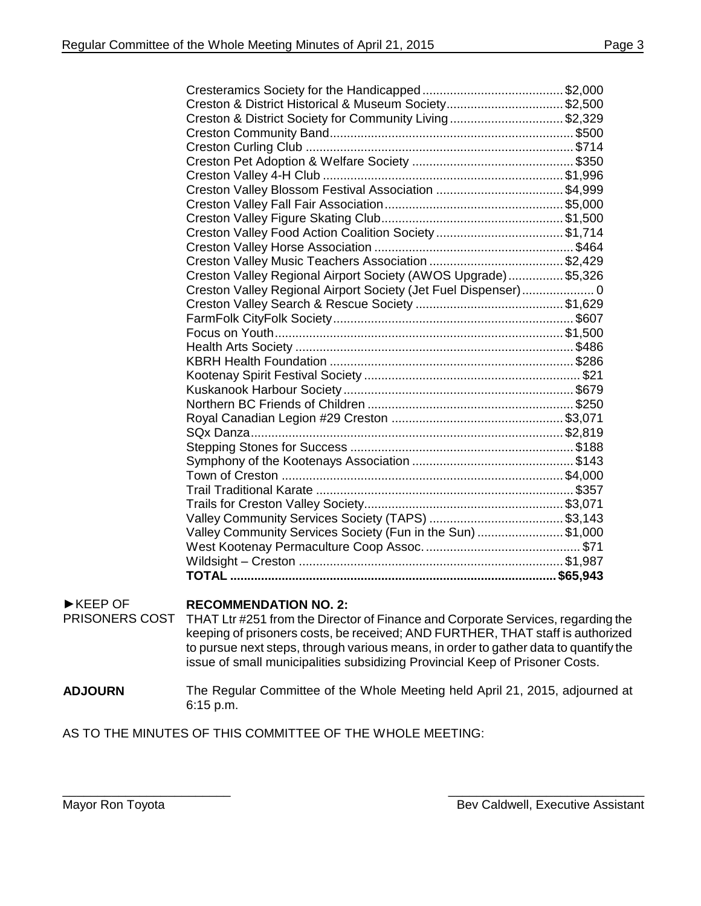| | |
|---|---|
| Cresteramics Society for the Handicapped | $2,000 |
| Creston & District Historical & Museum Society | $2,500 |
| Creston & District Society for Community Living | $2,329 |
| Creston Community Band | $500 |
| Creston Curling Club | $714 |
| Creston Pet Adoption & Welfare Society | $350 |
| Creston Valley 4-H Club | $1,996 |
| Creston Valley Blossom Festival Association | $4,999 |
| Creston Valley Fall Fair Association | $5,000 |
| Creston Valley Figure Skating Club | $1,500 |
| Creston Valley Food Action Coalition Society | $1,714 |
| Creston Valley Horse Association | $464 |
| Creston Valley Music Teachers Association | $2,429 |
| Creston Valley Regional Airport Society (AWOS Upgrade) | $5,326 |
| Creston Valley Regional Airport Society (Jet Fuel Dispenser) | 0 |
| Creston Valley Search & Rescue Society | $1,629 |
| FarmFolk CityFolk Society | $607 |
| Focus on Youth | $1,500 |
| Health Arts Society | $486 |
| KBRH Health Foundation | $286 |
| Kootenay Spirit Festival Society | $21 |
| Kuskanook Harbour Society | $679 |
| Northern BC Friends of Children | $250 |
| Royal Canadian Legion #29 Creston | $3,071 |
| SQx Danza | $2,819 |
| Stepping Stones for Success | $188 |
| Symphony of the Kootenays Association | $143 |
| Town of Creston | $4,000 |
| Trail Traditional Karate | $357 |
| Trails for Creston Valley Society | $3,071 |
| Valley Community Services Society (TAPS) | $3,143 |
| Valley Community Services Society (Fun in the Sun) | $1,000 |
| West Kootenay Permaculture Coop Assoc. | $71 |
| Wildsight – Creston | $1,987 |
| **TOTAL** | **$65,943** |

►KEEP OF PRISONERS COST

**RECOMMENDATION NO. 2:**
THAT Ltr #251 from the Director of Finance and Corporate Services, regarding the keeping of prisoners costs, be received; AND FURTHER, THAT staff is authorized to pursue next steps, through various means, in order to gather data to quantify the issue of small municipalities subsidizing Provincial Keep of Prisoner Costs.

**ADJOURN**

The Regular Committee of the Whole Meeting held April 21, 2015, adjourned at 6:15 p.m.

AS TO THE MINUTES OF THIS COMMITTEE OF THE WHOLE MEETING:

\_\_\_\_\_\_\_\_\_\_\_\_\_\_\_\_\_\_\_\_\_\_\_\_
Mayor Ron Toyota

\_\_\_\_\_\_\_\_\_\_\_\_\_\_\_\_\_\_\_\_\_\_\_\_
Bev Caldwell, Executive Assistant